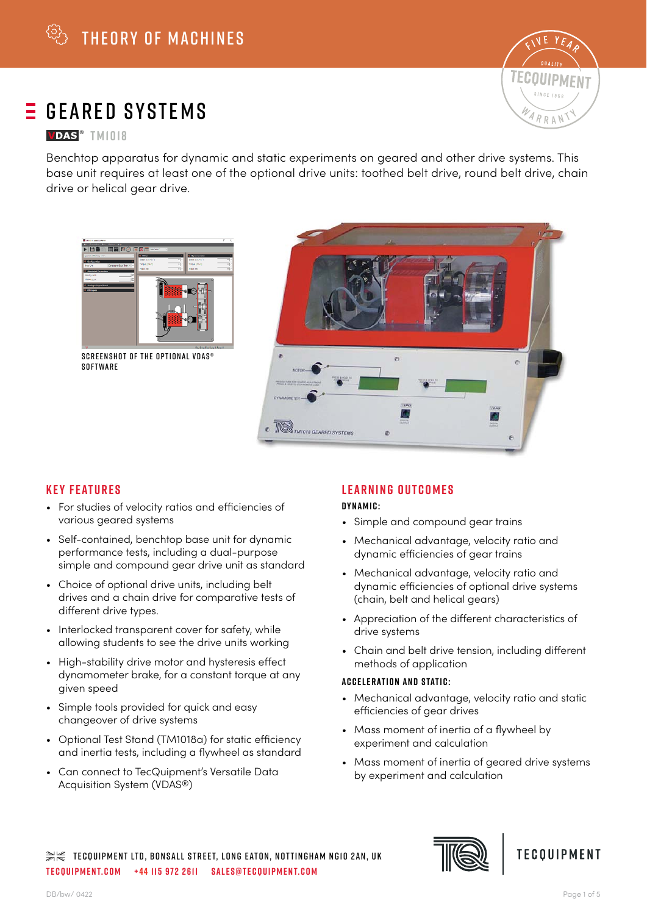# GEARED SYSTEMS

VDAS® TM1018

Benchtop apparatus for dynamic and static experiments on geared and other drive systems. This base unit requires at least one of the optional drive units: toothed belt drive, round belt drive, chain drive or helical gear drive.

SCREENSHOT OF THE OPTIONAL VDAS® SOFTWARE

## KEY FEATURES

- For studies of velocity ratios and efficiencies of various geared systems
- Self-contained, benchtop base unit for dynamic performance tests, including a dual-purpose simple and compound gear drive unit as standard
- Choice of optional drive units, including belt drives and a chain drive for comparative tests of different drive types.
- Interlocked transparent cover for safety, while allowing students to see the drive units working
- High-stability drive motor and hysteresis effect dynamometer brake, for a constant torque at any given speed
- Simple tools provided for quick and easy changeover of drive systems
- Optional Test Stand (TM1018a) for static efficiency and inertia tests, including a flywheel as standard
- Can connect to TecQuipment's Versatile Data Acquisition System (VDAS®)

## LEARNING OUTCOMES

### DYNAMIC:

- Simple and compound gear trains
- Mechanical advantage, velocity ratio and dynamic efficiencies of gear trains
- Mechanical advantage, velocity ratio and dynamic efficiencies of optional drive systems (chain, belt and helical gears)
- Appreciation of the different characteristics of drive systems
- Chain and belt drive tension, including different methods of application

### ACCELERATION AND STATIC:

- Mechanical advantage, velocity ratio and static efficiencies of gear drives
- Mass moment of inertia of a flywheel by experiment and calculation
- Mass moment of inertia of geared drive systems by experiment and calculation

TECQUIPMENT LTD, BONSALL STREET, LONG EATON, NOTTINGHAM NG10 2AN, UK
TECQUIPMENT.COM +44 115 972 2611 SALES@TECQUIPMENT.COM

DB/bw/ 0422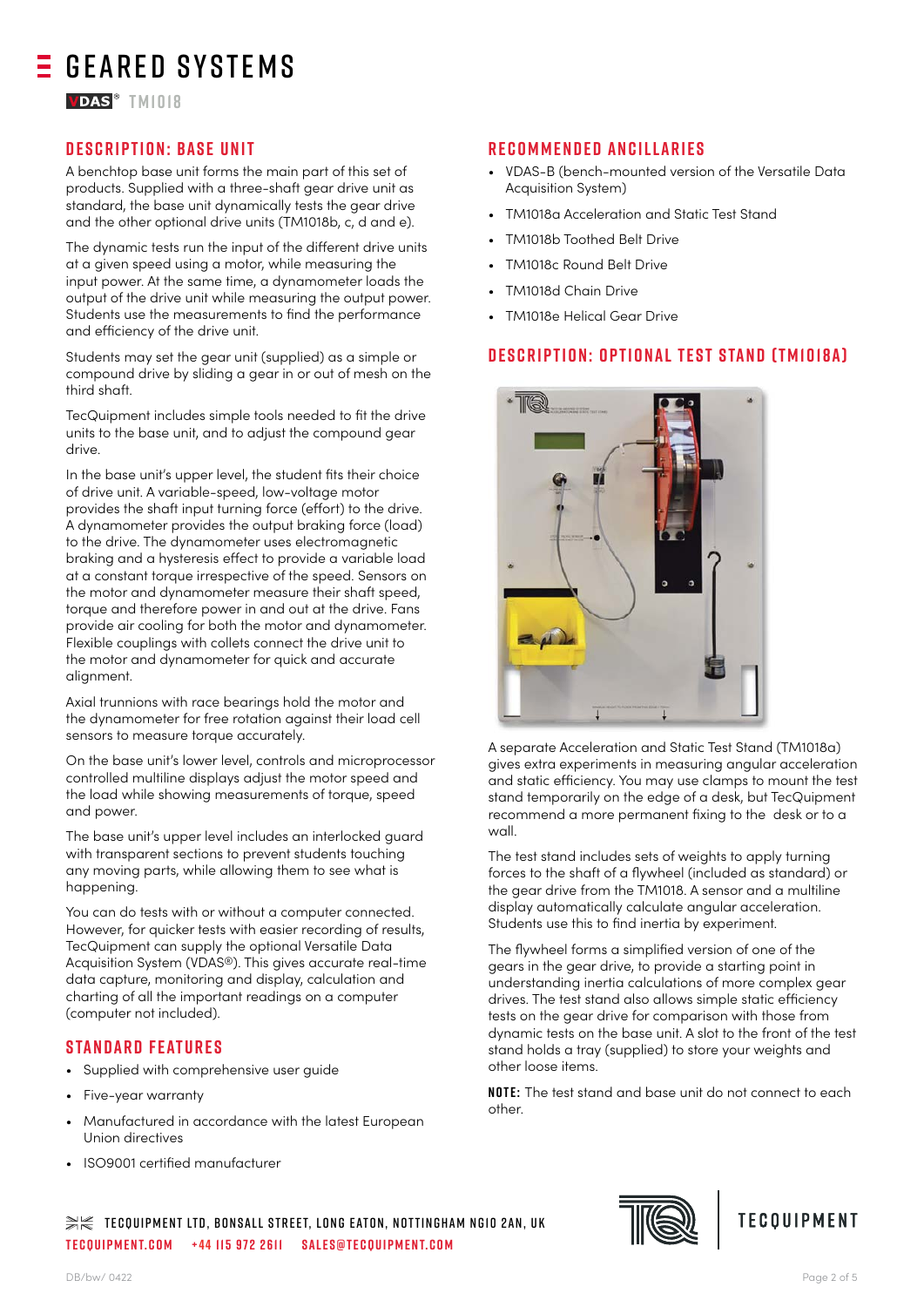# GEARED SYSTEMS

VDAS® TM1018

## DESCRIPTION: BASE UNIT

A benchtop base unit forms the main part of this set of products. Supplied with a three-shaft gear drive unit as standard, the base unit dynamically tests the gear drive and the other optional drive units (TM1018b, c, d and e).

The dynamic tests run the input of the different drive units at a given speed using a motor, while measuring the input power. At the same time, a dynamometer loads the output of the drive unit while measuring the output power. Students use the measurements to find the performance and efficiency of the drive unit.

Students may set the gear unit (supplied) as a simple or compound drive by sliding a gear in or out of mesh on the third shaft.

TecQuipment includes simple tools needed to fit the drive units to the base unit, and to adjust the compound gear drive.

In the base unit's upper level, the student fits their choice of drive unit. A variable-speed, low-voltage motor provides the shaft input turning force (effort) to the drive. A dynamometer provides the output braking force (load) to the drive. The dynamometer uses electromagnetic braking and a hysteresis effect to provide a variable load at a constant torque irrespective of the speed. Sensors on the motor and dynamometer measure their shaft speed, torque and therefore power in and out at the drive. Fans provide air cooling for both the motor and dynamometer. Flexible couplings with collets connect the drive unit to the motor and dynamometer for quick and accurate alignment.

Axial trunnions with race bearings hold the motor and the dynamometer for free rotation against their load cell sensors to measure torque accurately.

On the base unit's lower level, controls and microprocessor controlled multiline displays adjust the motor speed and the load while showing measurements of torque, speed and power.

The base unit's upper level includes an interlocked guard with transparent sections to prevent students touching any moving parts, while allowing them to see what is happening.

You can do tests with or without a computer connected. However, for quicker tests with easier recording of results, TecQuipment can supply the optional Versatile Data Acquisition System (VDAS®). This gives accurate real-time data capture, monitoring and display, calculation and charting of all the important readings on a computer (computer not included).

## STANDARD FEATURES

- Supplied with comprehensive user guide
- Five-year warranty
- Manufactured in accordance with the latest European Union directives
- ISO9001 certified manufacturer

## RECOMMENDED ANCILLARIES

- VDAS-B (bench-mounted version of the Versatile Data Acquisition System)
- TM1018a Acceleration and Static Test Stand
- TM1018b Toothed Belt Drive
- TM1018c Round Belt Drive
- TM1018d Chain Drive
- TM1018e Helical Gear Drive

## DESCRIPTION: OPTIONAL TEST STAND (TM1018A)

A separate Acceleration and Static Test Stand (TM1018a) gives extra experiments in measuring angular acceleration and static efficiency. You may use clamps to mount the test stand temporarily on the edge of a desk, but TecQuipment recommend a more permanent fixing to the desk or to a wall.

The test stand includes sets of weights to apply turning forces to the shaft of a flywheel (included as standard) or the gear drive from the TM1018. A sensor and a multiline display automatically calculate angular acceleration. Students use this to find inertia by experiment.

The flywheel forms a simplified version of one of the gears in the gear drive, to provide a starting point in understanding inertia calculations of more complex gear drives. The test stand also allows simple static efficiency tests on the gear drive for comparison with those from dynamic tests on the base unit. A slot to the front of the test stand holds a tray (supplied) to store your weights and other loose items.

**NOTE:** The test stand and base unit do not connect to each other.

TECQUIPMENT LTD, BONSALL STREET, LONG EATON, NOTTINGHAM NG10 2AN, UK
TECQUIPMENT.COM +44 115 972 2611 SALES@TECQUIPMENT.COM

DB/bw/ 0422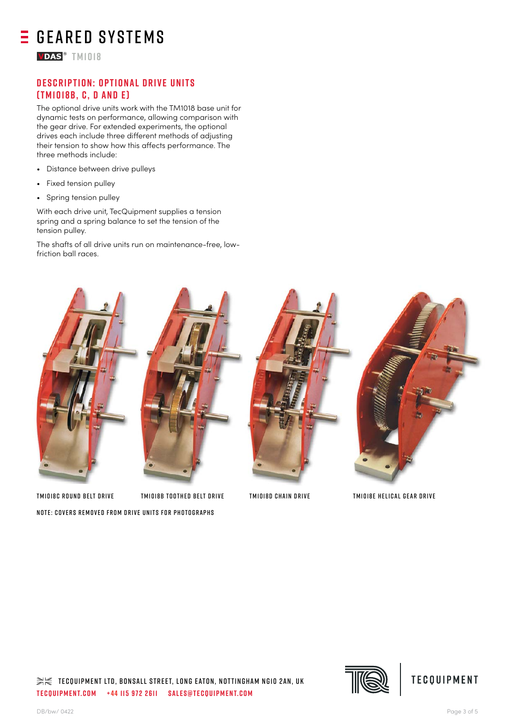# GEARED SYSTEMS

VDAS® TM1018

## DESCRIPTION: OPTIONAL DRIVE UNITS (TM1018B, C, D AND E)

The optional drive units work with the TM1018 base unit for dynamic tests on performance, allowing comparison with the gear drive. For extended experiments, the optional drives each include three different methods of adjusting their tension to show how this affects performance. The three methods include:

- Distance between drive pulleys
- Fixed tension pulley
- Spring tension pulley

With each drive unit, TecQuipment supplies a tension spring and a spring balance to set the tension of the tension pulley.

The shafts of all drive units run on maintenance-free, low-friction ball races.

TM1018C ROUND BELT DRIVE

TM1018B TOOTHED BELT DRIVE

TM1018D CHAIN DRIVE

TM1018E HELICAL GEAR DRIVE

NOTE: COVERS REMOVED FROM DRIVE UNITS FOR PHOTOGRAPHS

TECQUIPMENT LTD, BONSALL STREET, LONG EATON, NOTTINGHAM NG10 2AN, UK
TECQUIPMENT.COM +44 115 972 2611 SALES@TECQUIPMENT.COM

DB/bw/ 0422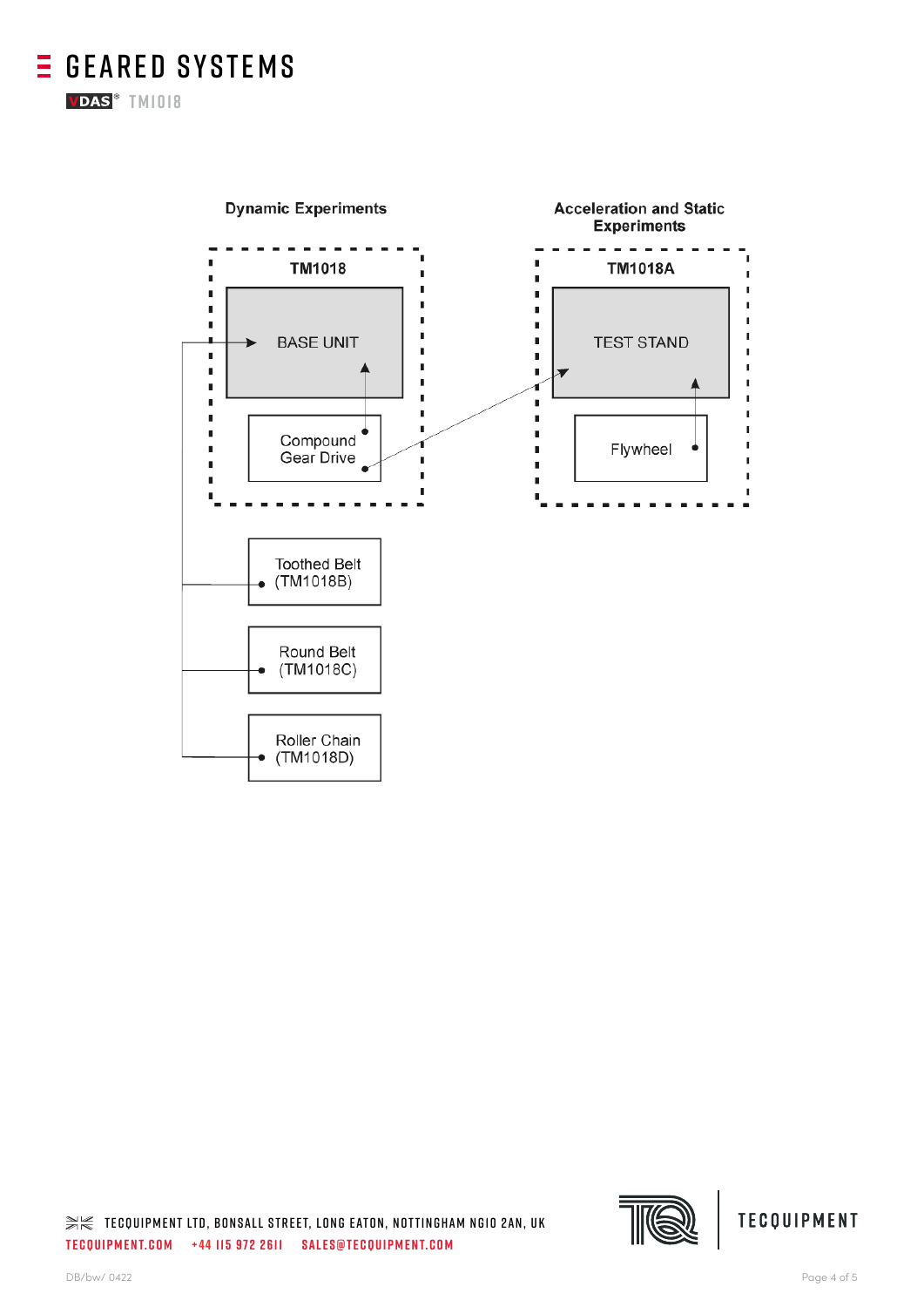**Dynamic Experiments**

**TM1018**

BASE UNIT

Compound Gear Drive

Toothed Belt (TM1018B)

Round Belt (TM1018C)

Roller Chain (TM1018D)

**Acceleration and Static Experiments**

**TM1018A**

TEST STAND

Flywheel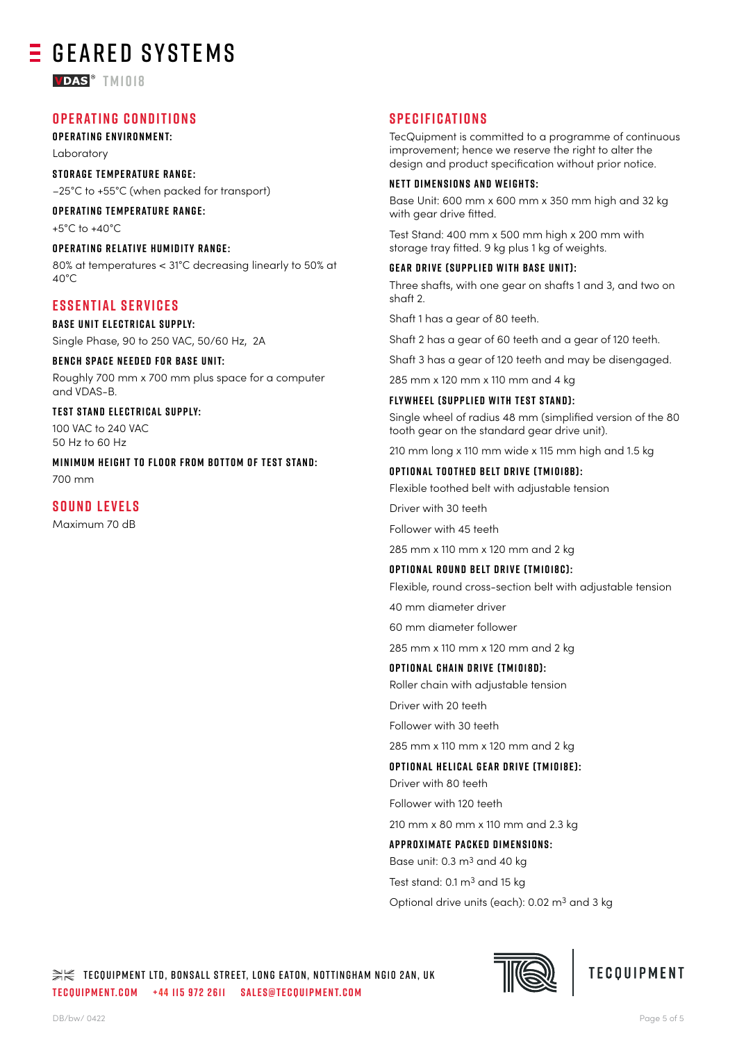# GEARED SYSTEMS

VDAS® TM1018

## OPERATING CONDITIONS

**OPERATING ENVIRONMENT:**

Laboratory

**STORAGE TEMPERATURE RANGE:**

–25°C to +55°C (when packed for transport)

**OPERATING TEMPERATURE RANGE:**

+5°C to +40°C

**OPERATING RELATIVE HUMIDITY RANGE:**

80% at temperatures < 31°C decreasing linearly to 50% at 40°C

## ESSENTIAL SERVICES

**BASE UNIT ELECTRICAL SUPPLY:**

Single Phase, 90 to 250 VAC, 50/60 Hz, 2A

**BENCH SPACE NEEDED FOR BASE UNIT:**

Roughly 700 mm x 700 mm plus space for a computer and VDAS-B.

**TEST STAND ELECTRICAL SUPPLY:**

100 VAC to 240 VAC
50 Hz to 60 Hz

**MINIMUM HEIGHT TO FLOOR FROM BOTTOM OF TEST STAND:**

700 mm

## SOUND LEVELS

Maximum 70 dB

## SPECIFICATIONS

TecQuipment is committed to a programme of continuous improvement; hence we reserve the right to alter the design and product specification without prior notice.

**NETT DIMENSIONS AND WEIGHTS:**

Base Unit: 600 mm x 600 mm x 350 mm high and 32 kg with gear drive fitted.

Test Stand: 400 mm x 500 mm high x 200 mm with storage tray fitted. 9 kg plus 1 kg of weights.

**GEAR DRIVE (SUPPLIED WITH BASE UNIT):**

Three shafts, with one gear on shafts 1 and 3, and two on shaft 2.

Shaft 1 has a gear of 80 teeth.

Shaft 2 has a gear of 60 teeth and a gear of 120 teeth.

Shaft 3 has a gear of 120 teeth and may be disengaged.

285 mm x 120 mm x 110 mm and 4 kg

**FLYWHEEL (SUPPLIED WITH TEST STAND):**

Single wheel of radius 48 mm (simplified version of the 80 tooth gear on the standard gear drive unit).

210 mm long x 110 mm wide x 115 mm high and 1.5 kg

**OPTIONAL TOOTHED BELT DRIVE (TM1018B):**

Flexible toothed belt with adjustable tension

Driver with 30 teeth

Follower with 45 teeth

285 mm x 110 mm x 120 mm and 2 kg

**OPTIONAL ROUND BELT DRIVE (TM1018C):**

Flexible, round cross-section belt with adjustable tension

40 mm diameter driver

60 mm diameter follower

285 mm x 110 mm x 120 mm and 2 kg

**OPTIONAL CHAIN DRIVE (TM1018D):**

Roller chain with adjustable tension

Driver with 20 teeth

Follower with 30 teeth

285 mm x 110 mm x 120 mm and 2 kg

**OPTIONAL HELICAL GEAR DRIVE (TM1018E):**

Driver with 80 teeth

Follower with 120 teeth

210 mm x 80 mm x 110 mm and 2.3 kg

**APPROXIMATE PACKED DIMENSIONS:**

Base unit: 0.3 $m^3$ and 40 kg

Test stand: 0.1 $m^3$ and 15 kg

Optional drive units (each): 0.02 $m^3$ and 3 kg

TECQUIPMENT LTD, BONSALL STREET, LONG EATON, NOTTINGHAM NG10 2AN, UK
TECQUIPMENT.COM +44 115 972 2611 SALES@TECQUIPMENT.COM

TECQUIPMENT

DB/bw/ 0422